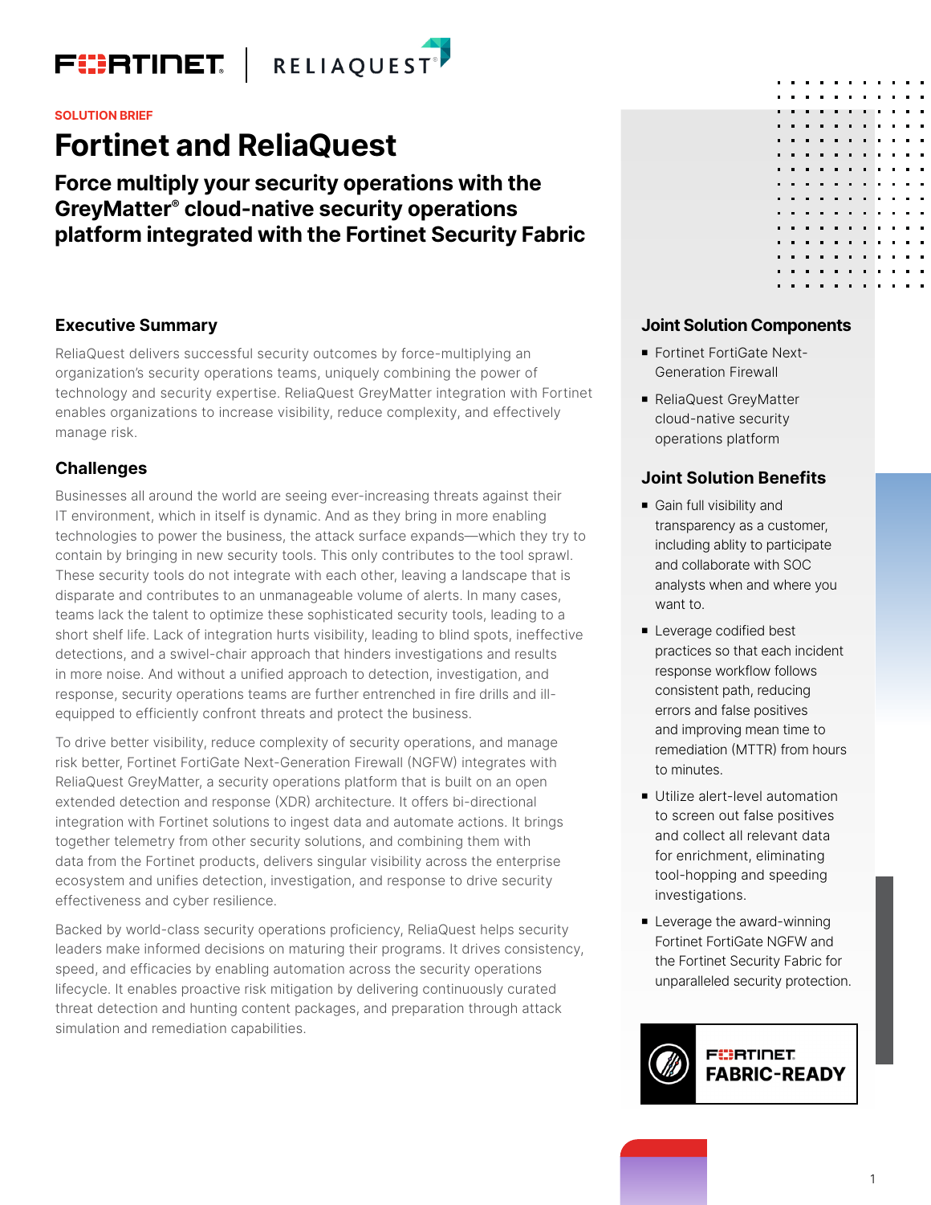SOLUTION BRIEF

# Fortinet and ReliaQuest

## Force multiply your security operations with the GreyMatter® cloud-native security operations platform integrated with the Fortinet Security Fabric

### Executive Summary

ReliaQuest delivers successful security outcomes by force-multiplying an organization's security operations teams, uniquely combining the power of technology and security expertise. ReliaQuest GreyMatter integration with Fortinet enables organizations to increase visibility, reduce complexity, and effectively manage risk.

### Challenges

Businesses all around the world are seeing ever-increasing threats against their IT environment, which in itself is dynamic. And as they bring in more enabling technologies to power the business, the attack surface expands—which they try to contain by bringing in new security tools. This only contributes to the tool sprawl. These security tools do not integrate with each other, leaving a landscape that is disparate and contributes to an unmanageable volume of alerts. In many cases, teams lack the talent to optimize these sophisticated security tools, leading to a short shelf life. Lack of integration hurts visibility, leading to blind spots, ineffective detections, and a swivel-chair approach that hinders investigations and results in more noise. And without a unified approach to detection, investigation, and response, security operations teams are further entrenched in fire drills and ill-equipped to efficiently confront threats and protect the business.

To drive better visibility, reduce complexity of security operations, and manage risk better, Fortinet FortiGate Next-Generation Firewall (NGFW) integrates with ReliaQuest GreyMatter, a security operations platform that is built on an open extended detection and response (XDR) architecture. It offers bi-directional integration with Fortinet solutions to ingest data and automate actions. It brings together telemetry from other security solutions, and combining them with data from the Fortinet products, delivers singular visibility across the enterprise ecosystem and unifies detection, investigation, and response to drive security effectiveness and cyber resilience.

Backed by world-class security operations proficiency, ReliaQuest helps security leaders make informed decisions on maturing their programs. It drives consistency, speed, and efficacies by enabling automation across the security operations lifecycle. It enables proactive risk mitigation by delivering continuously curated threat detection and hunting content packages, and preparation through attack simulation and remediation capabilities.

### Joint Solution Components

- Fortinet FortiGate Next-Generation Firewall
- ReliaQuest GreyMatter cloud-native security operations platform

### Joint Solution Benefits

- Gain full visibility and transparency as a customer, including ablity to participate and collaborate with SOC analysts when and where you want to.
- Leverage codified best practices so that each incident response workflow follows consistent path, reducing errors and false positives and improving mean time to remediation (MTTR) from hours to minutes.
- Utilize alert-level automation to screen out false positives and collect all relevant data for enrichment, eliminating tool-hopping and speeding investigations.
- Leverage the award-winning Fortinet FortiGate NGFW and the Fortinet Security Fabric for unparalleled security protection.

FORTINET FABRIC-READY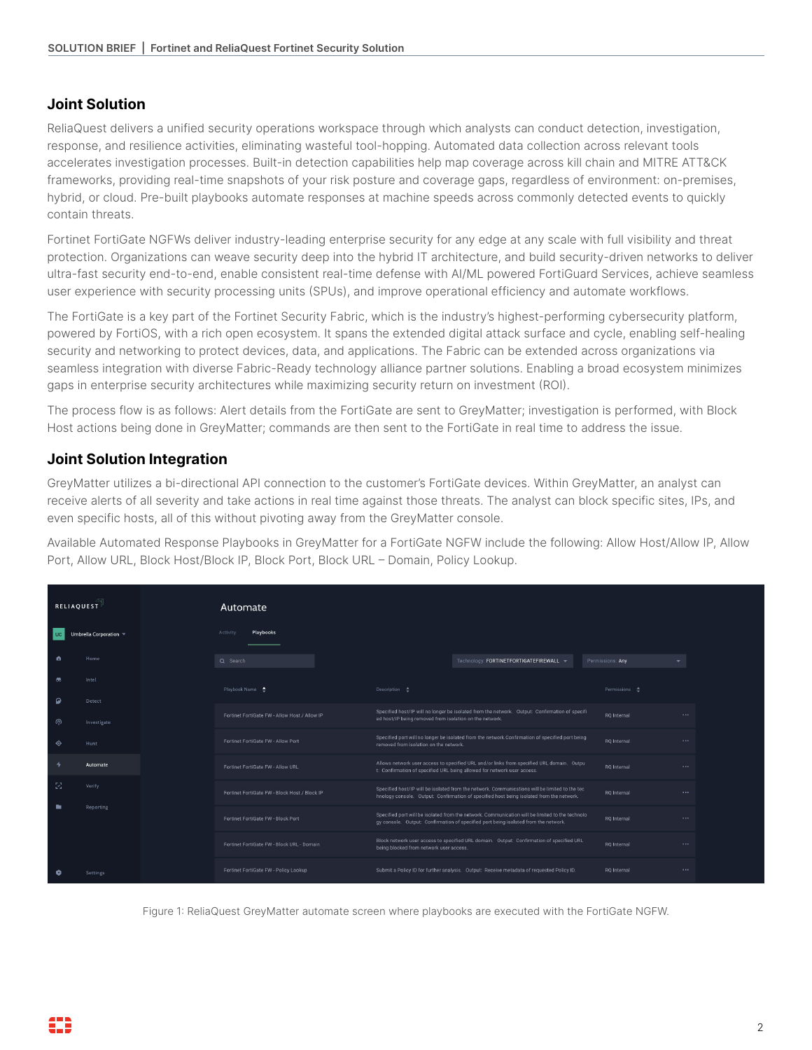## Joint Solution

ReliaQuest delivers a unified security operations workspace through which analysts can conduct detection, investigation, response, and resilience activities, eliminating wasteful tool-hopping. Automated data collection across relevant tools accelerates investigation processes. Built-in detection capabilities help map coverage across kill chain and MITRE ATT&CK frameworks, providing real-time snapshots of your risk posture and coverage gaps, regardless of environment: on-premises, hybrid, or cloud. Pre-built playbooks automate responses at machine speeds across commonly detected events to quickly contain threats.

Fortinet FortiGate NGFWs deliver industry-leading enterprise security for any edge at any scale with full visibility and threat protection. Organizations can weave security deep into the hybrid IT architecture, and build security-driven networks to deliver ultra-fast security end-to-end, enable consistent real-time defense with AI/ML powered FortiGuard Services, achieve seamless user experience with security processing units (SPUs), and improve operational efficiency and automate workflows.

The FortiGate is a key part of the Fortinet Security Fabric, which is the industry's highest-performing cybersecurity platform, powered by FortiOS, with a rich open ecosystem. It spans the extended digital attack surface and cycle, enabling self-healing security and networking to protect devices, data, and applications. The Fabric can be extended across organizations via seamless integration with diverse Fabric-Ready technology alliance partner solutions. Enabling a broad ecosystem minimizes gaps in enterprise security architectures while maximizing security return on investment (ROI).

The process flow is as follows: Alert details from the FortiGate are sent to GreyMatter; investigation is performed, with Block Host actions being done in GreyMatter; commands are then sent to the FortiGate in real time to address the issue.

## Joint Solution Integration

GreyMatter utilizes a bi-directional API connection to the customer's FortiGate devices. Within GreyMatter, an analyst can receive alerts of all severity and take actions in real time against those threats. The analyst can block specific sites, IPs, and even specific hosts, all of this without pivoting away from the GreyMatter console.

Available Automated Response Playbooks in GreyMatter for a FortiGate NGFW include the following: Allow Host/Allow IP, Allow Port, Allow URL, Block Host/Block IP, Block Port, Block URL – Domain, Policy Lookup.

| Playbook Name | Description | Permissions |
|---|---|---|
| Fortinet FortiGate FW - Allow Host / Allow IP | Specified host/IP will no longer be isolated from the network. Output: Confirmation of specified host/IP being removed from isolation on the network. | RQ Internal |
| Fortinet FortiGate FW - Allow Port | Specified port will no longer be isolated from the network Confirmation of specified port being removed from isolation on the network. | RQ Internal |
| Fortinet FortiGate FW - Allow URL | Allows network user access to specified URL and/or links from specified URL domain. Output: Confirmation of specified URL being allowed for network user access. | RQ Internal |
| Fortinet FortiGate FW - Block Host / Block IP | Specified host/IP will be isolated from the network. Communications will be limited to the technology console. Output: Confirmation of specified host being isolated from the network. | RQ Internal |
| Fortinet FortiGate FW - Block Port | Specified port will be isolated from the network. Communication will be limited to the technology console. Output: Confirmation of specified port being isolated from the network. | RQ Internal |
| Fortinet FortiGate FW - Block URL - Domain | Block network user access to specified URL domain. Output: Confirmation of specified URL being blocked from network user access. | RQ Internal |
| Fortinet FortiGate FW - Policy Lookup | Submit a Policy ID for further analysis. Output: Receive metadata of requested Policy ID. | RQ Internal |

Figure 1: ReliaQuest GreyMatter automate screen where playbooks are executed with the FortiGate NGFW.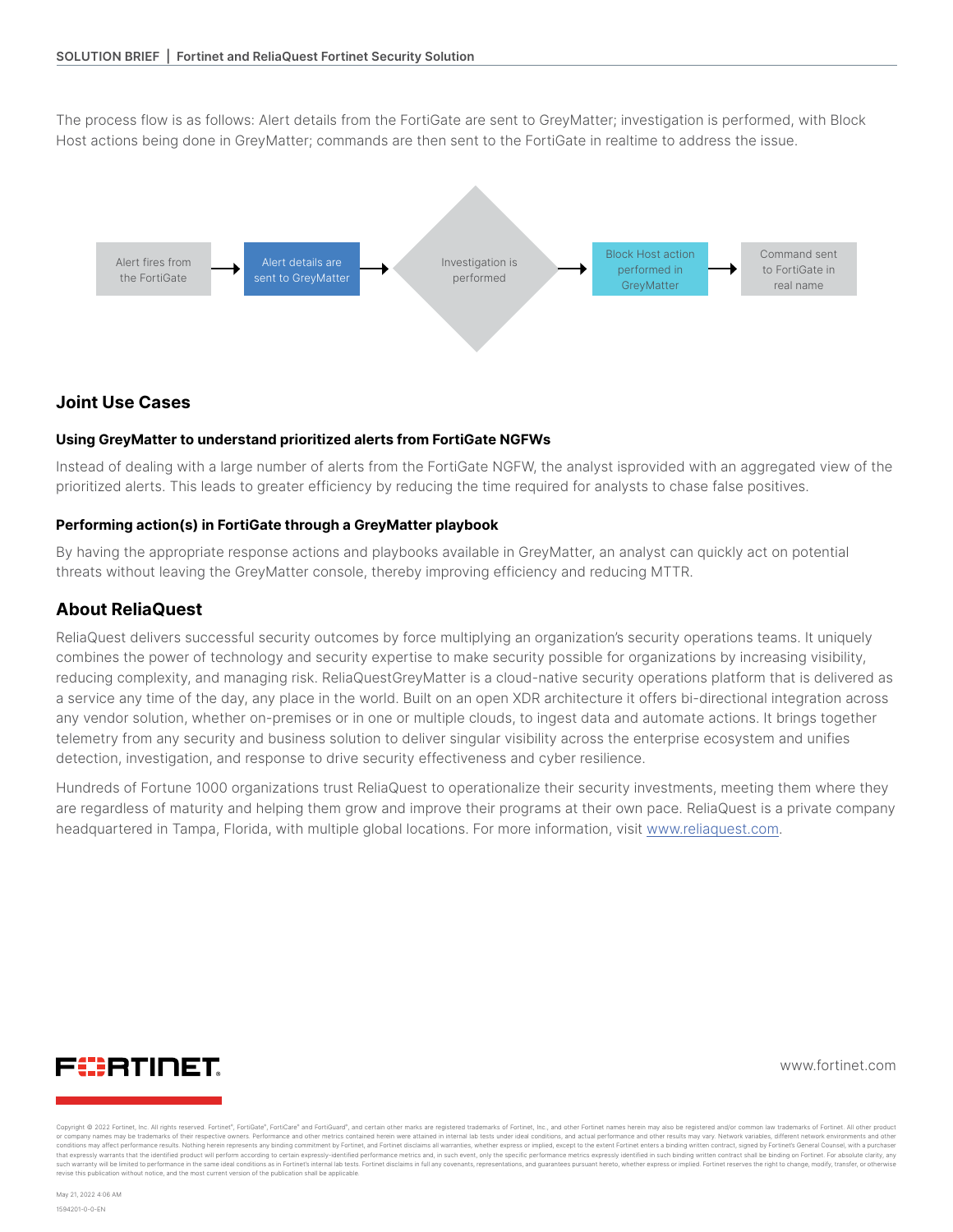The process flow is as follows: Alert details from the FortiGate are sent to GreyMatter; investigation is performed, with Block Host actions being done in GreyMatter; commands are then sent to the FortiGate in realtime to address the issue.

Alert fires from the FortiGate

Alert details are sent to GreyMatter

Investigation is performed

Block Host action performed in GreyMatter

Command sent to FortiGate in real name

## Joint Use Cases

### Using GreyMatter to understand prioritized alerts from FortiGate NGFWs

Instead of dealing with a large number of alerts from the FortiGate NGFW, the analyst isprovided with an aggregated view of the prioritized alerts. This leads to greater efficiency by reducing the time required for analysts to chase false positives.

### Performing action(s) in FortiGate through a GreyMatter playbook

By having the appropriate response actions and playbooks available in GreyMatter, an analyst can quickly act on potential threats without leaving the GreyMatter console, thereby improving efficiency and reducing MTTR.

## About ReliaQuest

ReliaQuest delivers successful security outcomes by force multiplying an organization's security operations teams. It uniquely combines the power of technology and security expertise to make security possible for organizations by increasing visibility, reducing complexity, and managing risk. ReliaQuestGreyMatter is a cloud-native security operations platform that is delivered as a service any time of the day, any place in the world. Built on an open XDR architecture it offers bi-directional integration across any vendor solution, whether on-premises or in one or multiple clouds, to ingest data and automate actions. It brings together telemetry from any security and business solution to deliver singular visibility across the enterprise ecosystem and unifies detection, investigation, and response to drive security effectiveness and cyber resilience.

Hundreds of Fortune 1000 organizations trust ReliaQuest to operationalize their security investments, meeting them where they are regardless of maturity and helping them grow and improve their programs at their own pace. ReliaQuest is a private company headquartered in Tampa, Florida, with multiple global locations. For more information, visit www.reliaquest.com.

www.fortinet.com

Copyright © 2022 Fortinet, Inc. All rights reserved. Fortinet®, FortiGate®, FortiCare® and FortiGuard®, and certain other marks are registered trademarks of Fortinet, Inc., and other Fortinet names herein may also be registered and/or common law trademarks of Fortinet. All other product or company names may be trademarks of their respective owners. Performance and other metrics contained herein were attained in internal lab tests under ideal conditions, and actual performance and other results may vary. Network variables, different network environments and other conditions may affect performance results. Nothing herein represents any binding commitment by Fortinet, and Fortinet disclaims all warranties, whether express or implied, except to the extent Fortinet enters a binding written contract, signed by Fortinet's General Counsel, with a purchaser that expressly warrants that the identified product will perform according to certain expressly-identified performance metrics and, in such event, only the specific performance metrics expressly identified in such binding written contract shall be binding on Fortinet. For absolute clarity, any such warranty will be limited to performance in the same ideal conditions as in Fortinet's internal lab tests. Fortinet disclaims in full any covenants, representations, and guarantees pursuant hereto, whether express or implied. Fortinet reserves the right to change, modify, transfer, or otherwise revise this publication without notice, and the most current version of the publication shall be applicable.

May 21, 2022 4:06 AM

1594201-0-0-EN